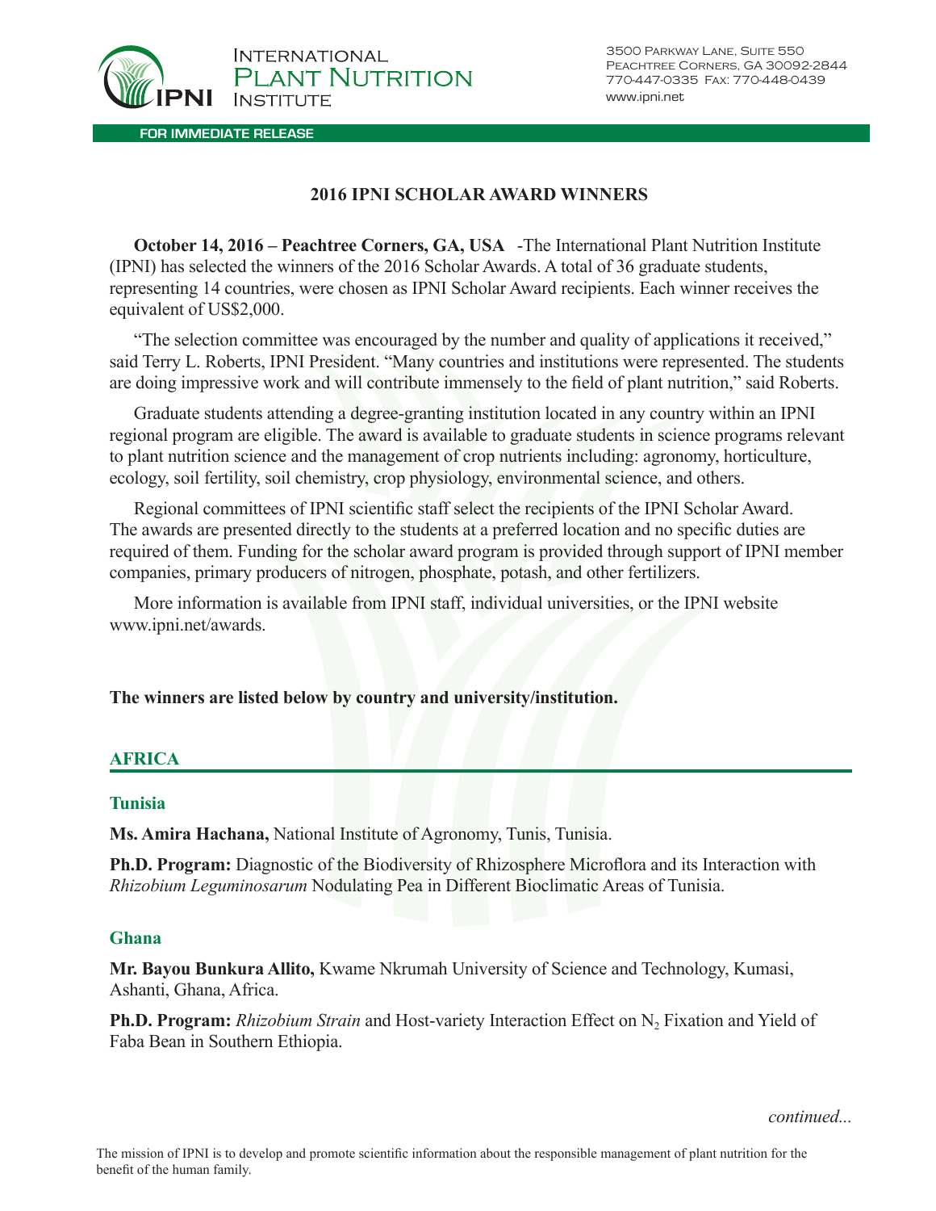International Plant Nutrition Institute

3500 Parkway Lane, Suite 550
Peachtree Corners, GA 30092-2844
770-447-0335 Fax: 770-448-0439
www.ipni.net

**FOR IMMEDIATE RELEASE**

# 2016 IPNI SCHOLAR AWARD WINNERS

**October 14, 2016 – Peachtree Corners, GA, USA** -The International Plant Nutrition Institute (IPNI) has selected the winners of the 2016 Scholar Awards. A total of 36 graduate students, representing 14 countries, were chosen as IPNI Scholar Award recipients. Each winner receives the equivalent of US$2,000.

"The selection committee was encouraged by the number and quality of applications it received," said Terry L. Roberts, IPNI President. "Many countries and institutions were represented. The students are doing impressive work and will contribute immensely to the field of plant nutrition," said Roberts.

Graduate students attending a degree-granting institution located in any country within an IPNI regional program are eligible. The award is available to graduate students in science programs relevant to plant nutrition science and the management of crop nutrients including: agronomy, horticulture, ecology, soil fertility, soil chemistry, crop physiology, environmental science, and others.

Regional committees of IPNI scientific staff select the recipients of the IPNI Scholar Award. The awards are presented directly to the students at a preferred location and no specific duties are required of them. Funding for the scholar award program is provided through support of IPNI member companies, primary producers of nitrogen, phosphate, potash, and other fertilizers.

More information is available from IPNI staff, individual universities, or the IPNI website www.ipni.net/awards.

**The winners are listed below by country and university/institution.**

## AFRICA

### Tunisia

**Ms. Amira Hachana,** National Institute of Agronomy, Tunis, Tunisia.

**Ph.D. Program:** Diagnostic of the Biodiversity of Rhizosphere Microflora and its Interaction with *Rhizobium Leguminosarum* Nodulating Pea in Different Bioclimatic Areas of Tunisia.

### Ghana

**Mr. Bayou Bunkura Allito,** Kwame Nkrumah University of Science and Technology, Kumasi, Ashanti, Ghana, Africa.

**Ph.D. Program:** *Rhizobium Strain* and Host-variety Interaction Effect on $N_2$ Fixation and Yield of Faba Bean in Southern Ethiopia.

*continued...*

The mission of IPNI is to develop and promote scientific information about the responsible management of plant nutrition for the benefit of the human family.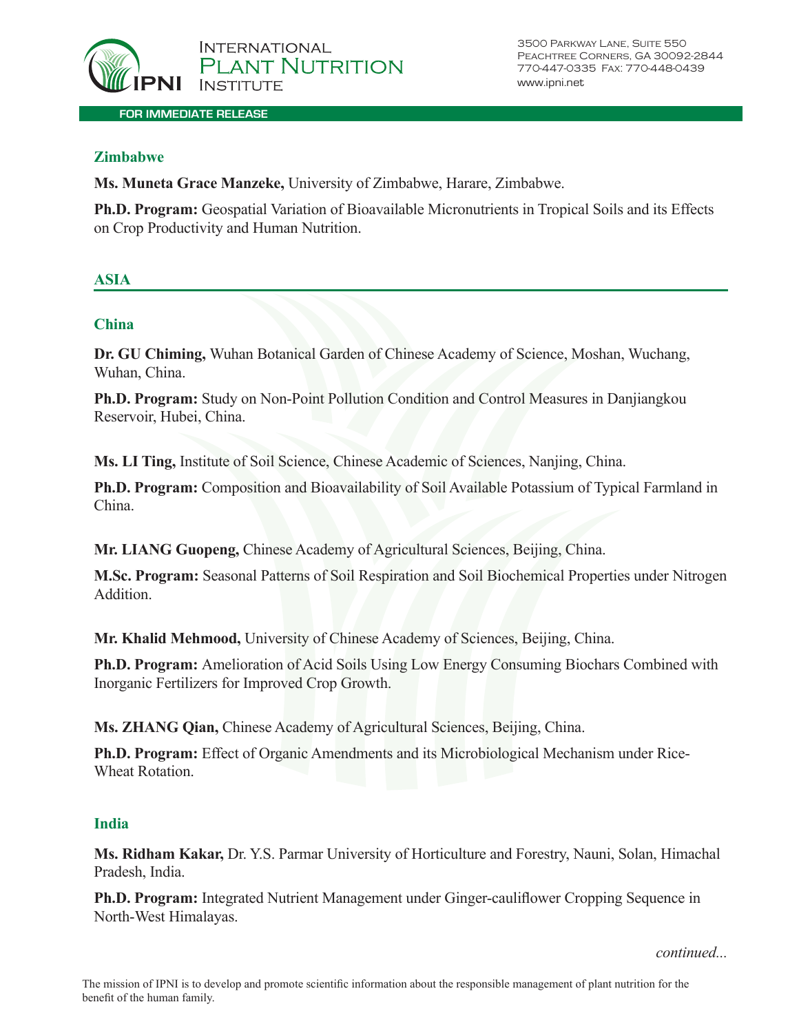### Zimbabwe

**Ms. Muneta Grace Manzeke,** University of Zimbabwe, Harare, Zimbabwe.

**Ph.D. Program:** Geospatial Variation of Bioavailable Micronutrients in Tropical Soils and its Effects on Crop Productivity and Human Nutrition.

## ASIA

### China

**Dr. GU Chiming,** Wuhan Botanical Garden of Chinese Academy of Science, Moshan, Wuchang, Wuhan, China.

**Ph.D. Program:** Study on Non-Point Pollution Condition and Control Measures in Danjiangkou Reservoir, Hubei, China.

**Ms. LI Ting,** Institute of Soil Science, Chinese Academic of Sciences, Nanjing, China.

**Ph.D. Program:** Composition and Bioavailability of Soil Available Potassium of Typical Farmland in China.

**Mr. LIANG Guopeng,** Chinese Academy of Agricultural Sciences, Beijing, China.

**M.Sc. Program:** Seasonal Patterns of Soil Respiration and Soil Biochemical Properties under Nitrogen Addition.

**Mr. Khalid Mehmood,** University of Chinese Academy of Sciences, Beijing, China.

**Ph.D. Program:** Amelioration of Acid Soils Using Low Energy Consuming Biochars Combined with Inorganic Fertilizers for Improved Crop Growth.

**Ms. ZHANG Qian,** Chinese Academy of Agricultural Sciences, Beijing, China.

**Ph.D. Program:** Effect of Organic Amendments and its Microbiological Mechanism under Rice-Wheat Rotation.

### India

**Ms. Ridham Kakar,** Dr. Y.S. Parmar University of Horticulture and Forestry, Nauni, Solan, Himachal Pradesh, India.

**Ph.D. Program:** Integrated Nutrient Management under Ginger-cauliflower Cropping Sequence in North-West Himalayas.

*continued...*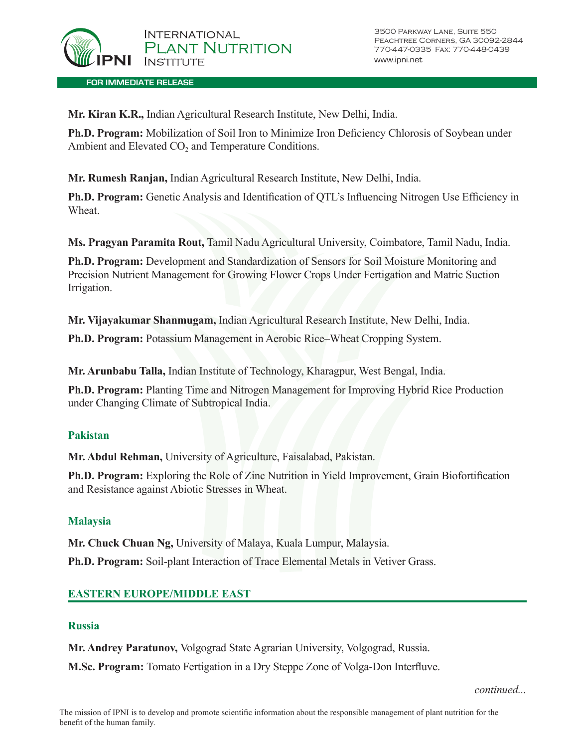**Mr. Kiran K.R.,** Indian Agricultural Research Institute, New Delhi, India.

**Ph.D. Program:** Mobilization of Soil Iron to Minimize Iron Deficiency Chlorosis of Soybean under Ambient and Elevated $CO_2$ and Temperature Conditions.

**Mr. Rumesh Ranjan,** Indian Agricultural Research Institute, New Delhi, India.

**Ph.D. Program:** Genetic Analysis and Identification of QTL's Influencing Nitrogen Use Efficiency in Wheat.

**Ms. Pragyan Paramita Rout,** Tamil Nadu Agricultural University, Coimbatore, Tamil Nadu, India.

**Ph.D. Program:** Development and Standardization of Sensors for Soil Moisture Monitoring and Precision Nutrient Management for Growing Flower Crops Under Fertigation and Matric Suction Irrigation.

**Mr. Vijayakumar Shanmugam,** Indian Agricultural Research Institute, New Delhi, India.

**Ph.D. Program:** Potassium Management in Aerobic Rice–Wheat Cropping System.

**Mr. Arunbabu Talla,** Indian Institute of Technology, Kharagpur, West Bengal, India.

**Ph.D. Program:** Planting Time and Nitrogen Management for Improving Hybrid Rice Production under Changing Climate of Subtropical India.

### Pakistan

**Mr. Abdul Rehman,** University of Agriculture, Faisalabad, Pakistan.

**Ph.D. Program:** Exploring the Role of Zinc Nutrition in Yield Improvement, Grain Biofortification and Resistance against Abiotic Stresses in Wheat.

### Malaysia

**Mr. Chuck Chuan Ng,** University of Malaya, Kuala Lumpur, Malaysia.

**Ph.D. Program:** Soil-plant Interaction of Trace Elemental Metals in Vetiver Grass.

## EASTERN EUROPE/MIDDLE EAST

### Russia

**Mr. Andrey Paratunov,** Volgograd State Agrarian University, Volgograd, Russia.

**M.Sc. Program:** Tomato Fertigation in a Dry Steppe Zone of Volga-Don Interfluve.

*continued...*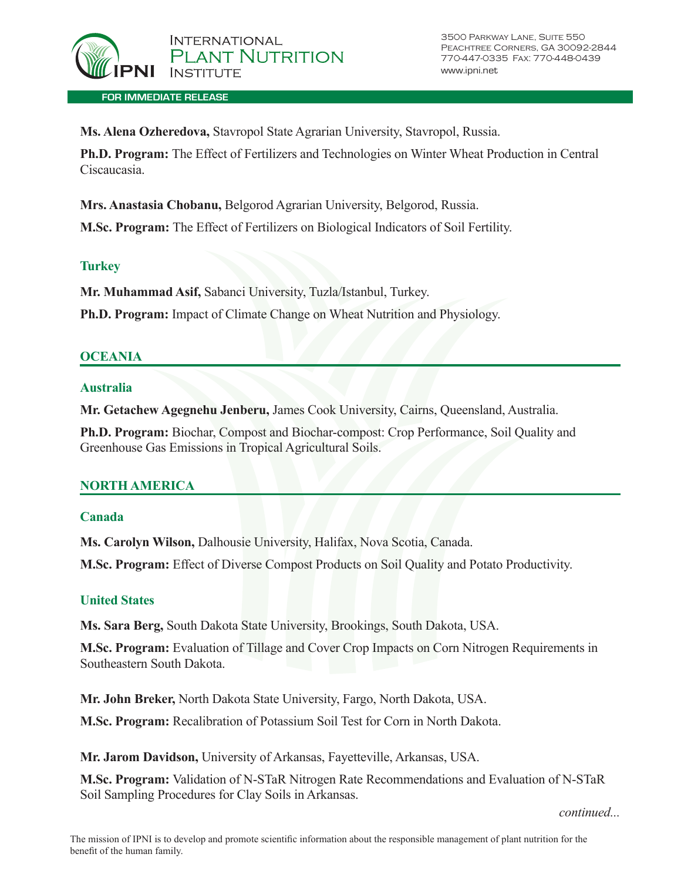**Ms. Alena Ozheredova,** Stavropol State Agrarian University, Stavropol, Russia.

**Ph.D. Program:** The Effect of Fertilizers and Technologies on Winter Wheat Production in Central Ciscaucasia.

**Mrs. Anastasia Chobanu,** Belgorod Agrarian University, Belgorod, Russia.

**M.Sc. Program:** The Effect of Fertilizers on Biological Indicators of Soil Fertility.

### Turkey

**Mr. Muhammad Asif,** Sabanci University, Tuzla/Istanbul, Turkey.

**Ph.D. Program:** Impact of Climate Change on Wheat Nutrition and Physiology.

## OCEANIA

### Australia

**Mr. Getachew Agegnehu Jenberu,** James Cook University, Cairns, Queensland, Australia.

**Ph.D. Program:** Biochar, Compost and Biochar-compost: Crop Performance, Soil Quality and Greenhouse Gas Emissions in Tropical Agricultural Soils.

## NORTH AMERICA

### Canada

**Ms. Carolyn Wilson,** Dalhousie University, Halifax, Nova Scotia, Canada.

**M.Sc. Program:** Effect of Diverse Compost Products on Soil Quality and Potato Productivity.

### United States

**Ms. Sara Berg,** South Dakota State University, Brookings, South Dakota, USA.

**M.Sc. Program:** Evaluation of Tillage and Cover Crop Impacts on Corn Nitrogen Requirements in Southeastern South Dakota.

**Mr. John Breker,** North Dakota State University, Fargo, North Dakota, USA.

**M.Sc. Program:** Recalibration of Potassium Soil Test for Corn in North Dakota.

**Mr. Jarom Davidson,** University of Arkansas, Fayetteville, Arkansas, USA.

**M.Sc. Program:** Validation of N-STaR Nitrogen Rate Recommendations and Evaluation of N-STaR Soil Sampling Procedures for Clay Soils in Arkansas.

*continued...*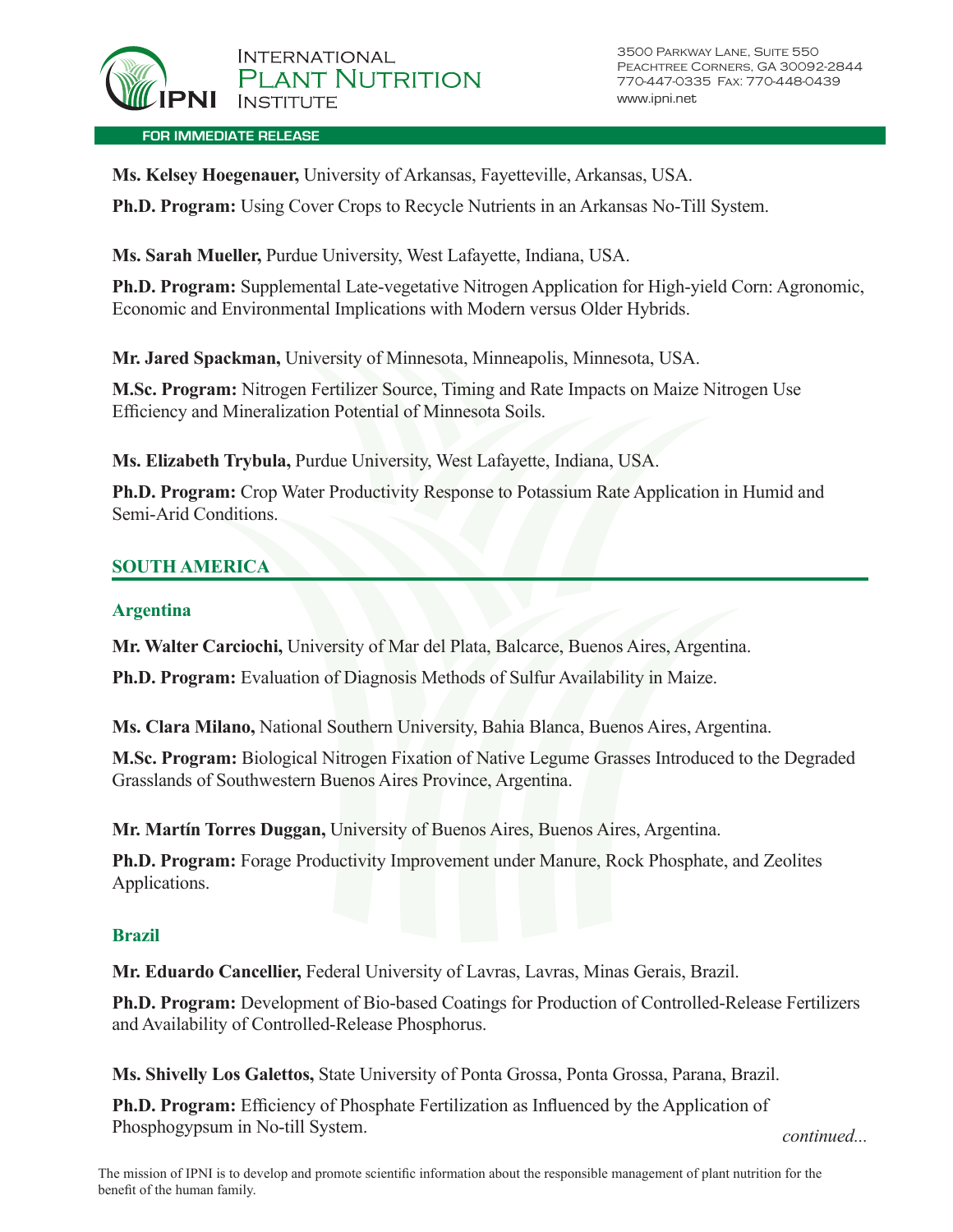**Ms. Kelsey Hoegenauer,** University of Arkansas, Fayetteville, Arkansas, USA.

**Ph.D. Program:** Using Cover Crops to Recycle Nutrients in an Arkansas No-Till System.

**Ms. Sarah Mueller,** Purdue University, West Lafayette, Indiana, USA.

**Ph.D. Program:** Supplemental Late-vegetative Nitrogen Application for High-yield Corn: Agronomic, Economic and Environmental Implications with Modern versus Older Hybrids.

**Mr. Jared Spackman,** University of Minnesota, Minneapolis, Minnesota, USA.

**M.Sc. Program:** Nitrogen Fertilizer Source, Timing and Rate Impacts on Maize Nitrogen Use Efficiency and Mineralization Potential of Minnesota Soils.

**Ms. Elizabeth Trybula,** Purdue University, West Lafayette, Indiana, USA.

**Ph.D. Program:** Crop Water Productivity Response to Potassium Rate Application in Humid and Semi-Arid Conditions.

## SOUTH AMERICA

### Argentina

**Mr. Walter Carciochi,** University of Mar del Plata, Balcarce, Buenos Aires, Argentina.

**Ph.D. Program:** Evaluation of Diagnosis Methods of Sulfur Availability in Maize.

**Ms. Clara Milano,** National Southern University, Bahia Blanca, Buenos Aires, Argentina.

**M.Sc. Program:** Biological Nitrogen Fixation of Native Legume Grasses Introduced to the Degraded Grasslands of Southwestern Buenos Aires Province, Argentina.

**Mr. Martín Torres Duggan,** University of Buenos Aires, Buenos Aires, Argentina.

**Ph.D. Program:** Forage Productivity Improvement under Manure, Rock Phosphate, and Zeolites Applications.

### Brazil

**Mr. Eduardo Cancellier,** Federal University of Lavras, Lavras, Minas Gerais, Brazil.

**Ph.D. Program:** Development of Bio-based Coatings for Production of Controlled-Release Fertilizers and Availability of Controlled-Release Phosphorus.

**Ms. Shivelly Los Galettos,** State University of Ponta Grossa, Ponta Grossa, Parana, Brazil.

**Ph.D. Program:** Efficiency of Phosphate Fertilization as Influenced by the Application of Phosphogypsum in No-till System.

*continued...*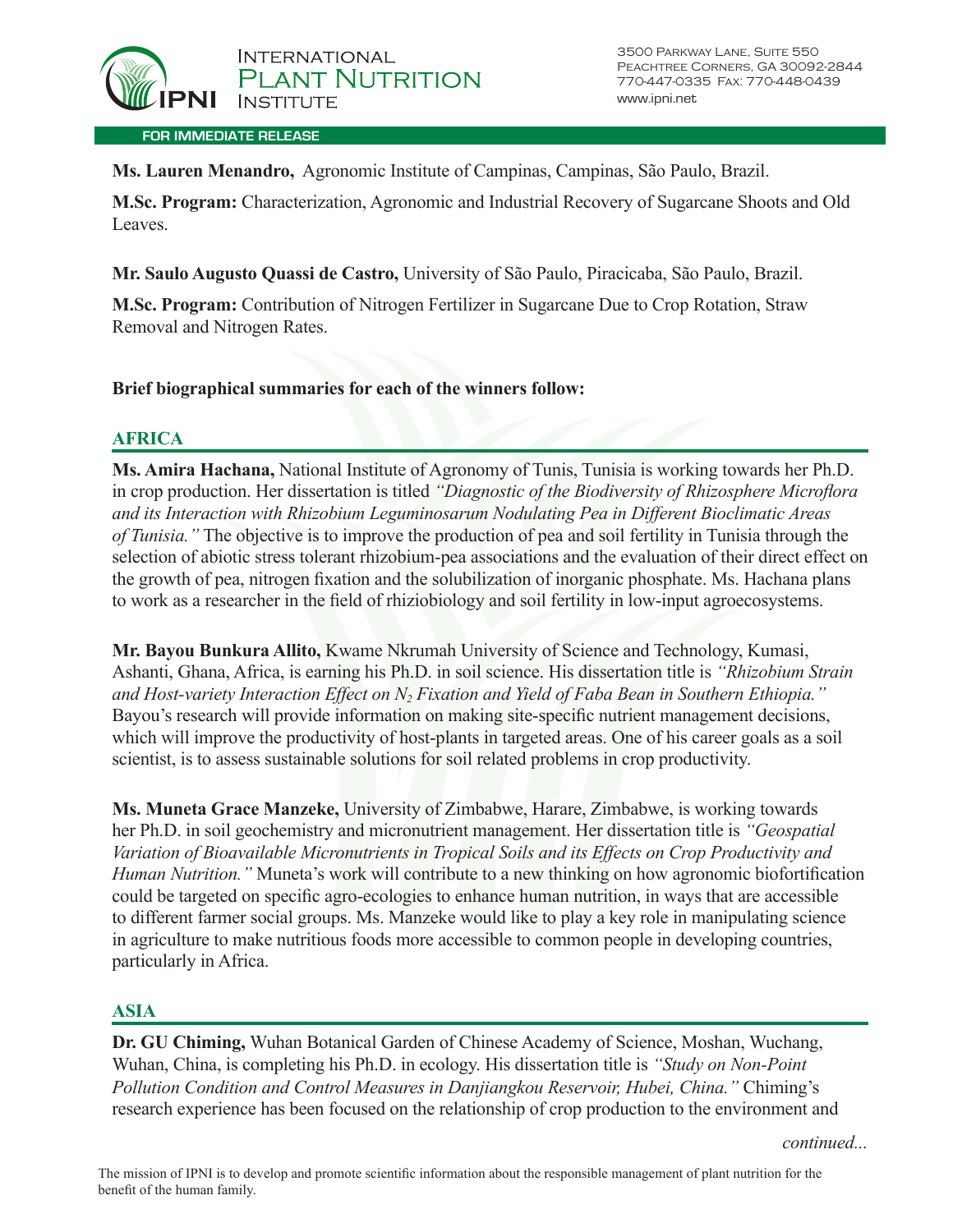**Ms. Lauren Menandro,** Agronomic Institute of Campinas, Campinas, São Paulo, Brazil.

**M.Sc. Program:** Characterization, Agronomic and Industrial Recovery of Sugarcane Shoots and Old Leaves.

**Mr. Saulo Augusto Quassi de Castro,** University of São Paulo, Piracicaba, São Paulo, Brazil.

**M.Sc. Program:** Contribution of Nitrogen Fertilizer in Sugarcane Due to Crop Rotation, Straw Removal and Nitrogen Rates.

**Brief biographical summaries for each of the winners follow:**

## AFRICA

**Ms. Amira Hachana,** National Institute of Agronomy of Tunis, Tunisia is working towards her Ph.D. in crop production. Her dissertation is titled *"Diagnostic of the Biodiversity of Rhizosphere Microflora and its Interaction with Rhizobium Leguminosarum Nodulating Pea in Different Bioclimatic Areas of Tunisia."* The objective is to improve the production of pea and soil fertility in Tunisia through the selection of abiotic stress tolerant rhizobium-pea associations and the evaluation of their direct effect on the growth of pea, nitrogen fixation and the solubilization of inorganic phosphate. Ms. Hachana plans to work as a researcher in the field of rhiziobiology and soil fertility in low-input agroecosystems.

**Mr. Bayou Bunkura Allito,** Kwame Nkrumah University of Science and Technology, Kumasi, Ashanti, Ghana, Africa, is earning his Ph.D. in soil science. His dissertation title is *"Rhizobium Strain and Host-variety Interaction Effect on $N_2$ Fixation and Yield of Faba Bean in Southern Ethiopia."* Bayou's research will provide information on making site-specific nutrient management decisions, which will improve the productivity of host-plants in targeted areas. One of his career goals as a soil scientist, is to assess sustainable solutions for soil related problems in crop productivity.

**Ms. Muneta Grace Manzeke,** University of Zimbabwe, Harare, Zimbabwe, is working towards her Ph.D. in soil geochemistry and micronutrient management. Her dissertation title is *"Geospatial Variation of Bioavailable Micronutrients in Tropical Soils and its Effects on Crop Productivity and Human Nutrition."* Muneta's work will contribute to a new thinking on how agronomic biofortification could be targeted on specific agro-ecologies to enhance human nutrition, in ways that are accessible to different farmer social groups. Ms. Manzeke would like to play a key role in manipulating science in agriculture to make nutritious foods more accessible to common people in developing countries, particularly in Africa.

## ASIA

**Dr. GU Chiming,** Wuhan Botanical Garden of Chinese Academy of Science, Moshan, Wuchang, Wuhan, China, is completing his Ph.D. in ecology. His dissertation title is *"Study on Non-Point Pollution Condition and Control Measures in Danjiangkou Reservoir, Hubei, China."* Chiming's research experience has been focused on the relationship of crop production to the environment and

*continued...*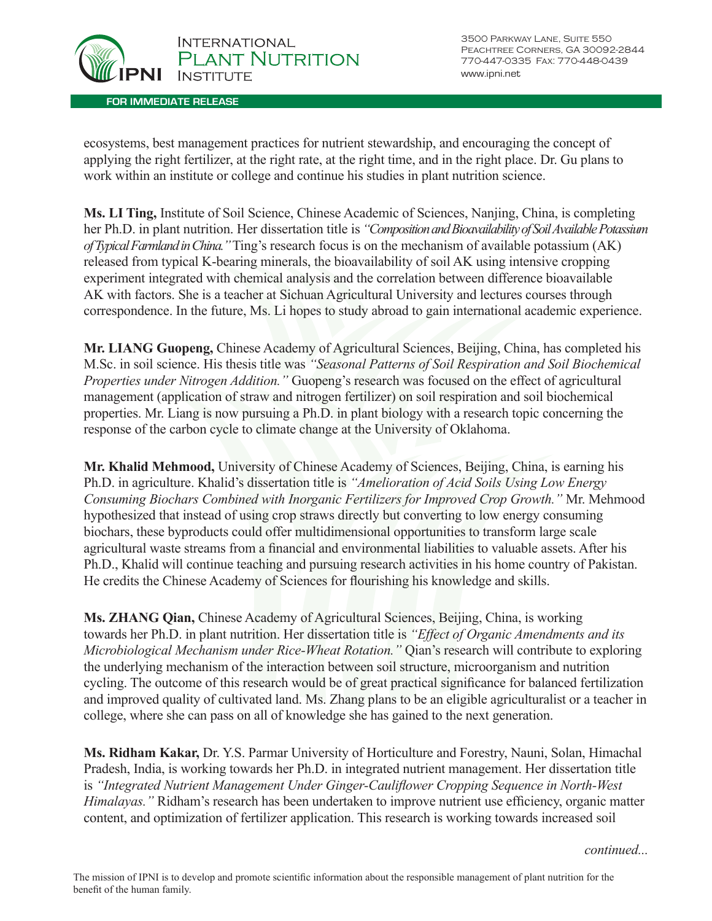ecosystems, best management practices for nutrient stewardship, and encouraging the concept of applying the right fertilizer, at the right rate, at the right time, and in the right place. Dr. Gu plans to work within an institute or college and continue his studies in plant nutrition science.

**Ms. LI Ting,** Institute of Soil Science, Chinese Academic of Sciences, Nanjing, China, is completing her Ph.D. in plant nutrition. Her dissertation title is *"Composition and Bioavailability of Soil Available Potassium of Typical Farmland in China."* Ting's research focus is on the mechanism of available potassium (AK) released from typical K-bearing minerals, the bioavailability of soil AK using intensive cropping experiment integrated with chemical analysis and the correlation between difference bioavailable AK with factors. She is a teacher at Sichuan Agricultural University and lectures courses through correspondence. In the future, Ms. Li hopes to study abroad to gain international academic experience.

**Mr. LIANG Guopeng,** Chinese Academy of Agricultural Sciences, Beijing, China, has completed his M.Sc. in soil science. His thesis title was *"Seasonal Patterns of Soil Respiration and Soil Biochemical Properties under Nitrogen Addition."* Guopeng's research was focused on the effect of agricultural management (application of straw and nitrogen fertilizer) on soil respiration and soil biochemical properties. Mr. Liang is now pursuing a Ph.D. in plant biology with a research topic concerning the response of the carbon cycle to climate change at the University of Oklahoma.

**Mr. Khalid Mehmood,** University of Chinese Academy of Sciences, Beijing, China, is earning his Ph.D. in agriculture. Khalid's dissertation title is *"Amelioration of Acid Soils Using Low Energy Consuming Biochars Combined with Inorganic Fertilizers for Improved Crop Growth."* Mr. Mehmood hypothesized that instead of using crop straws directly but converting to low energy consuming biochars, these byproducts could offer multidimensional opportunities to transform large scale agricultural waste streams from a financial and environmental liabilities to valuable assets. After his Ph.D., Khalid will continue teaching and pursuing research activities in his home country of Pakistan. He credits the Chinese Academy of Sciences for flourishing his knowledge and skills.

**Ms. ZHANG Qian,** Chinese Academy of Agricultural Sciences, Beijing, China, is working towards her Ph.D. in plant nutrition. Her dissertation title is *"Effect of Organic Amendments and its Microbiological Mechanism under Rice-Wheat Rotation."* Qian's research will contribute to exploring the underlying mechanism of the interaction between soil structure, microorganism and nutrition cycling. The outcome of this research would be of great practical significance for balanced fertilization and improved quality of cultivated land. Ms. Zhang plans to be an eligible agriculturalist or a teacher in college, where she can pass on all of knowledge she has gained to the next generation.

**Ms. Ridham Kakar,** Dr. Y.S. Parmar University of Horticulture and Forestry, Nauni, Solan, Himachal Pradesh, India, is working towards her Ph.D. in integrated nutrient management. Her dissertation title is *"Integrated Nutrient Management Under Ginger-Cauliflower Cropping Sequence in North-West Himalayas."* Ridham's research has been undertaken to improve nutrient use efficiency, organic matter content, and optimization of fertilizer application. This research is working towards increased soil

*continued...*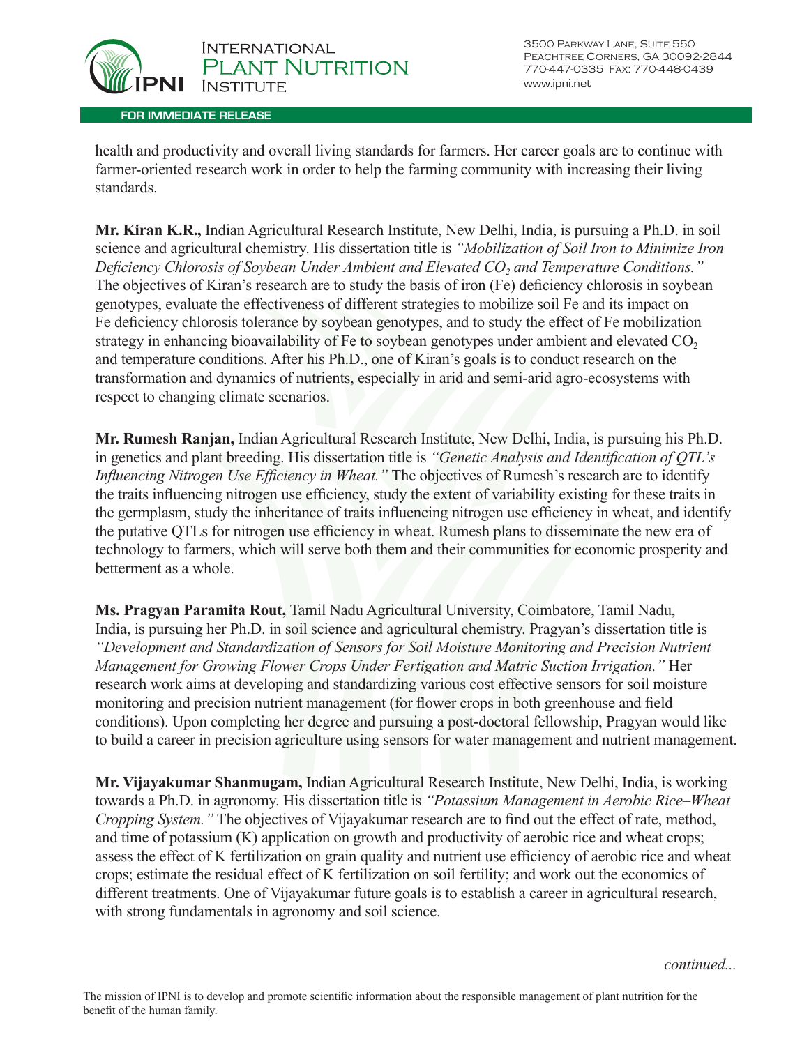health and productivity and overall living standards for farmers. Her career goals are to continue with farmer-oriented research work in order to help the farming community with increasing their living standards.

**Mr. Kiran K.R.,** Indian Agricultural Research Institute, New Delhi, India, is pursuing a Ph.D. in soil science and agricultural chemistry. His dissertation title is *"Mobilization of Soil Iron to Minimize Iron Deficiency Chlorosis of Soybean Under Ambient and Elevated $CO_2$ and Temperature Conditions."* The objectives of Kiran's research are to study the basis of iron (Fe) deficiency chlorosis in soybean genotypes, evaluate the effectiveness of different strategies to mobilize soil Fe and its impact on Fe deficiency chlorosis tolerance by soybean genotypes, and to study the effect of Fe mobilization strategy in enhancing bioavailability of Fe to soybean genotypes under ambient and elevated $CO_2$ and temperature conditions. After his Ph.D., one of Kiran's goals is to conduct research on the transformation and dynamics of nutrients, especially in arid and semi-arid agro-ecosystems with respect to changing climate scenarios.

**Mr. Rumesh Ranjan,** Indian Agricultural Research Institute, New Delhi, India, is pursuing his Ph.D. in genetics and plant breeding. His dissertation title is *"Genetic Analysis and Identification of QTL's Influencing Nitrogen Use Efficiency in Wheat."* The objectives of Rumesh's research are to identify the traits influencing nitrogen use efficiency, study the extent of variability existing for these traits in the germplasm, study the inheritance of traits influencing nitrogen use efficiency in wheat, and identify the putative QTLs for nitrogen use efficiency in wheat. Rumesh plans to disseminate the new era of technology to farmers, which will serve both them and their communities for economic prosperity and betterment as a whole.

**Ms. Pragyan Paramita Rout,** Tamil Nadu Agricultural University, Coimbatore, Tamil Nadu, India, is pursuing her Ph.D. in soil science and agricultural chemistry. Pragyan's dissertation title is *"Development and Standardization of Sensors for Soil Moisture Monitoring and Precision Nutrient Management for Growing Flower Crops Under Fertigation and Matric Suction Irrigation."* Her research work aims at developing and standardizing various cost effective sensors for soil moisture monitoring and precision nutrient management (for flower crops in both greenhouse and field conditions). Upon completing her degree and pursuing a post-doctoral fellowship, Pragyan would like to build a career in precision agriculture using sensors for water management and nutrient management.

**Mr. Vijayakumar Shanmugam,** Indian Agricultural Research Institute, New Delhi, India, is working towards a Ph.D. in agronomy. His dissertation title is *"Potassium Management in Aerobic Rice–Wheat Cropping System."* The objectives of Vijayakumar research are to find out the effect of rate, method, and time of potassium (K) application on growth and productivity of aerobic rice and wheat crops; assess the effect of K fertilization on grain quality and nutrient use efficiency of aerobic rice and wheat crops; estimate the residual effect of K fertilization on soil fertility; and work out the economics of different treatments. One of Vijayakumar future goals is to establish a career in agricultural research, with strong fundamentals in agronomy and soil science.

*continued...*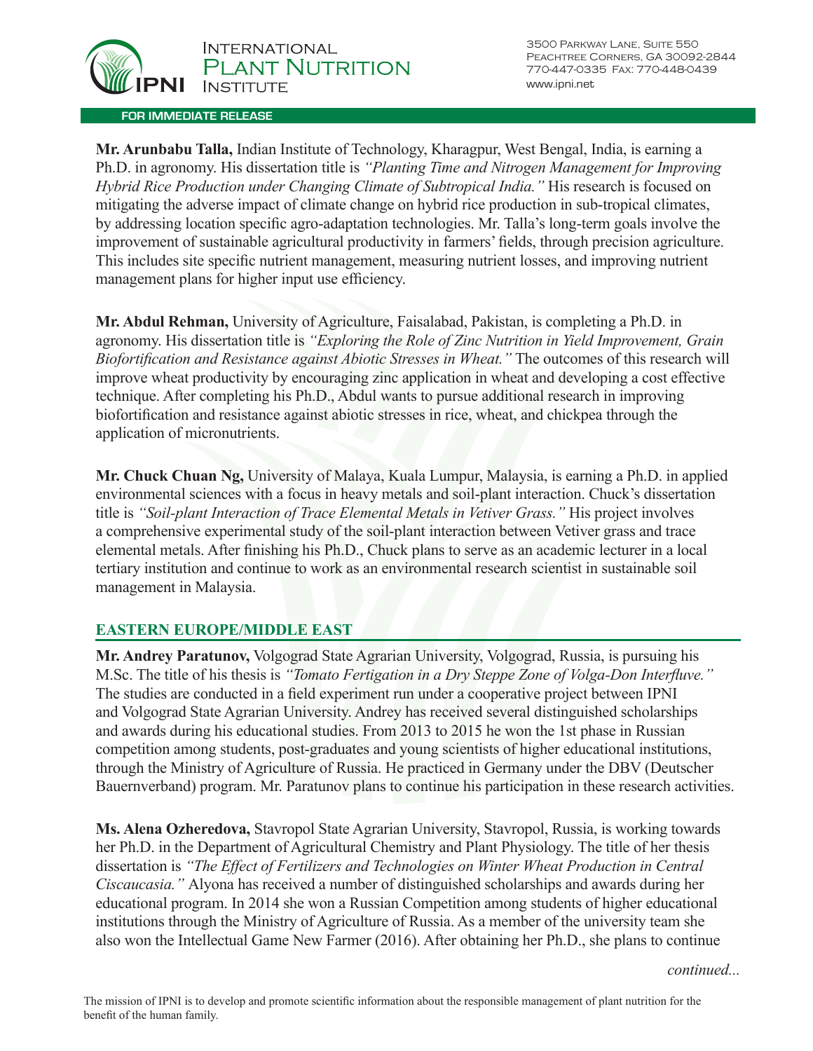**FOR IMMEDIATE RELEASE**

**Mr. Arunbabu Talla,** Indian Institute of Technology, Kharagpur, West Bengal, India, is earning a Ph.D. in agronomy. His dissertation title is *"Planting Time and Nitrogen Management for Improving Hybrid Rice Production under Changing Climate of Subtropical India."* His research is focused on mitigating the adverse impact of climate change on hybrid rice production in sub-tropical climates, by addressing location specific agro-adaptation technologies. Mr. Talla's long-term goals involve the improvement of sustainable agricultural productivity in farmers' fields, through precision agriculture. This includes site specific nutrient management, measuring nutrient losses, and improving nutrient management plans for higher input use efficiency.

**Mr. Abdul Rehman,** University of Agriculture, Faisalabad, Pakistan, is completing a Ph.D. in agronomy. His dissertation title is *"Exploring the Role of Zinc Nutrition in Yield Improvement, Grain Biofortification and Resistance against Abiotic Stresses in Wheat."* The outcomes of this research will improve wheat productivity by encouraging zinc application in wheat and developing a cost effective technique. After completing his Ph.D., Abdul wants to pursue additional research in improving biofortification and resistance against abiotic stresses in rice, wheat, and chickpea through the application of micronutrients.

**Mr. Chuck Chuan Ng,** University of Malaya, Kuala Lumpur, Malaysia, is earning a Ph.D. in applied environmental sciences with a focus in heavy metals and soil-plant interaction. Chuck's dissertation title is *"Soil-plant Interaction of Trace Elemental Metals in Vetiver Grass."* His project involves a comprehensive experimental study of the soil-plant interaction between Vetiver grass and trace elemental metals. After finishing his Ph.D., Chuck plans to serve as an academic lecturer in a local tertiary institution and continue to work as an environmental research scientist in sustainable soil management in Malaysia.

## EASTERN EUROPE/MIDDLE EAST

**Mr. Andrey Paratunov,** Volgograd State Agrarian University, Volgograd, Russia, is pursuing his M.Sc. The title of his thesis is *"Tomato Fertigation in a Dry Steppe Zone of Volga-Don Interfluve."* The studies are conducted in a field experiment run under a cooperative project between IPNI and Volgograd State Agrarian University. Andrey has received several distinguished scholarships and awards during his educational studies. From 2013 to 2015 he won the 1st phase in Russian competition among students, post-graduates and young scientists of higher educational institutions, through the Ministry of Agriculture of Russia. He practiced in Germany under the DBV (Deutscher Bauernverband) program. Mr. Paratunov plans to continue his participation in these research activities.

**Ms. Alena Ozheredova,** Stavropol State Agrarian University, Stavropol, Russia, is working towards her Ph.D. in the Department of Agricultural Chemistry and Plant Physiology. The title of her thesis dissertation is *"The Effect of Fertilizers and Technologies on Winter Wheat Production in Central Ciscaucasia."* Alyona has received a number of distinguished scholarships and awards during her educational program. In 2014 she won a Russian Competition among students of higher educational institutions through the Ministry of Agriculture of Russia. As a member of the university team she also won the Intellectual Game New Farmer (2016). After obtaining her Ph.D., she plans to continue

*continued...*

The mission of IPNI is to develop and promote scientific information about the responsible management of plant nutrition for the benefit of the human family.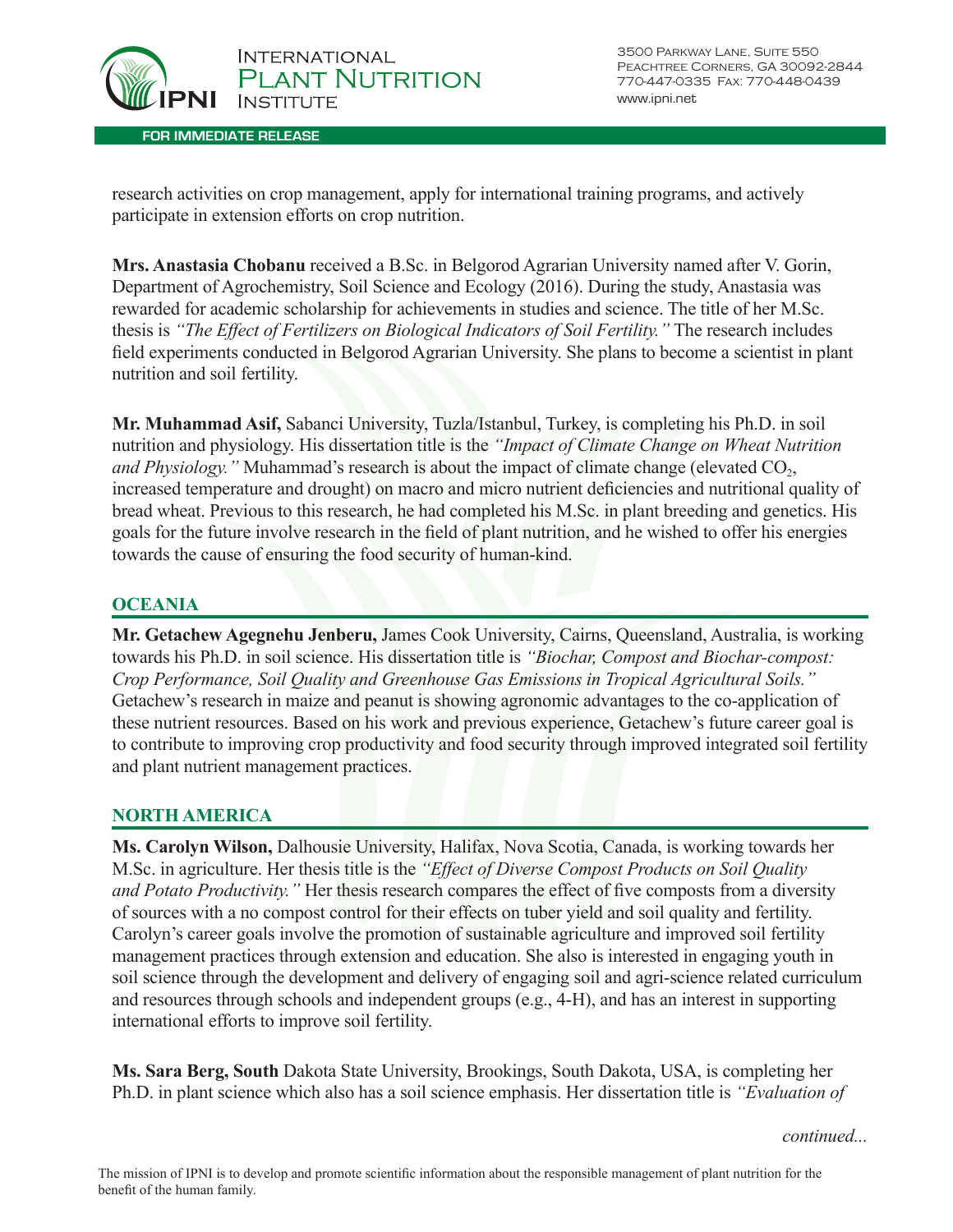research activities on crop management, apply for international training programs, and actively participate in extension efforts on crop nutrition.

**Mrs. Anastasia Chobanu** received a B.Sc. in Belgorod Agrarian University named after V. Gorin, Department of Agrochemistry, Soil Science and Ecology (2016). During the study, Anastasia was rewarded for academic scholarship for achievements in studies and science. The title of her M.Sc. thesis is *"The Effect of Fertilizers on Biological Indicators of Soil Fertility."* The research includes field experiments conducted in Belgorod Agrarian University. She plans to become a scientist in plant nutrition and soil fertility.

**Mr. Muhammad Asif,** Sabanci University, Tuzla/Istanbul, Turkey, is completing his Ph.D. in soil nutrition and physiology. His dissertation title is the *"Impact of Climate Change on Wheat Nutrition and Physiology."* Muhammad's research is about the impact of climate change (elevated $CO_2$, increased temperature and drought) on macro and micro nutrient deficiencies and nutritional quality of bread wheat. Previous to this research, he had completed his M.Sc. in plant breeding and genetics. His goals for the future involve research in the field of plant nutrition, and he wished to offer his energies towards the cause of ensuring the food security of human-kind.

## OCEANIA

**Mr. Getachew Agegnehu Jenberu,** James Cook University, Cairns, Queensland, Australia, is working towards his Ph.D. in soil science. His dissertation title is *"Biochar, Compost and Biochar-compost: Crop Performance, Soil Quality and Greenhouse Gas Emissions in Tropical Agricultural Soils."* Getachew's research in maize and peanut is showing agronomic advantages to the co-application of these nutrient resources. Based on his work and previous experience, Getachew's future career goal is to contribute to improving crop productivity and food security through improved integrated soil fertility and plant nutrient management practices.

## NORTH AMERICA

**Ms. Carolyn Wilson,** Dalhousie University, Halifax, Nova Scotia, Canada, is working towards her M.Sc. in agriculture. Her thesis title is the *"Effect of Diverse Compost Products on Soil Quality and Potato Productivity."* Her thesis research compares the effect of five composts from a diversity of sources with a no compost control for their effects on tuber yield and soil quality and fertility. Carolyn's career goals involve the promotion of sustainable agriculture and improved soil fertility management practices through extension and education. She also is interested in engaging youth in soil science through the development and delivery of engaging soil and agri-science related curriculum and resources through schools and independent groups (e.g., 4-H), and has an interest in supporting international efforts to improve soil fertility.

**Ms. Sara Berg, South** Dakota State University, Brookings, South Dakota, USA, is completing her Ph.D. in plant science which also has a soil science emphasis. Her dissertation title is *"Evaluation of*

*continued...*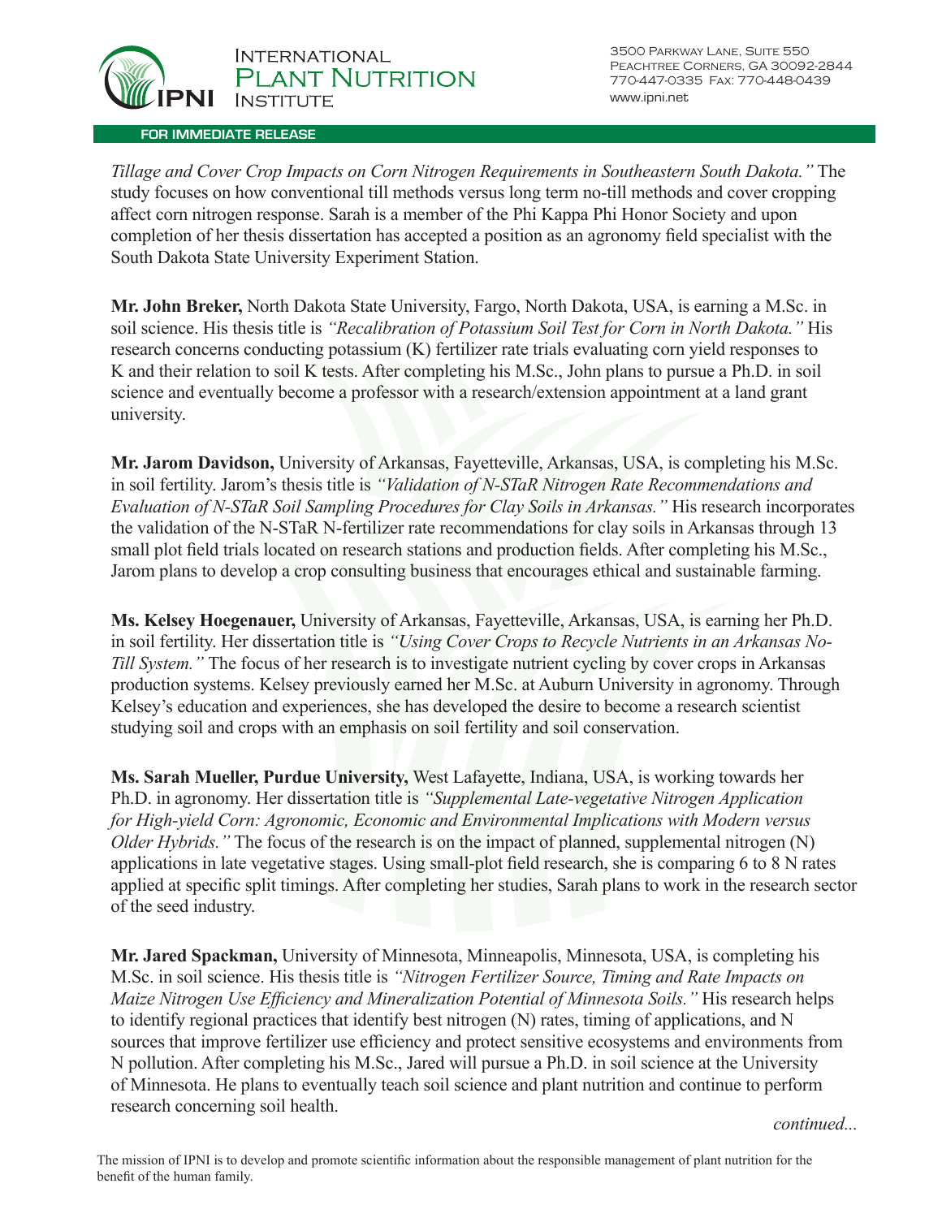*Tillage and Cover Crop Impacts on Corn Nitrogen Requirements in Southeastern South Dakota."* The study focuses on how conventional till methods versus long term no-till methods and cover cropping affect corn nitrogen response. Sarah is a member of the Phi Kappa Phi Honor Society and upon completion of her thesis dissertation has accepted a position as an agronomy field specialist with the South Dakota State University Experiment Station.

**Mr. John Breker,** North Dakota State University, Fargo, North Dakota, USA, is earning a M.Sc. in soil science. His thesis title is *"Recalibration of Potassium Soil Test for Corn in North Dakota."* His research concerns conducting potassium (K) fertilizer rate trials evaluating corn yield responses to K and their relation to soil K tests. After completing his M.Sc., John plans to pursue a Ph.D. in soil science and eventually become a professor with a research/extension appointment at a land grant university.

**Mr. Jarom Davidson,** University of Arkansas, Fayetteville, Arkansas, USA, is completing his M.Sc. in soil fertility. Jarom's thesis title is *"Validation of N-STaR Nitrogen Rate Recommendations and Evaluation of N-STaR Soil Sampling Procedures for Clay Soils in Arkansas."* His research incorporates the validation of the N-STaR N-fertilizer rate recommendations for clay soils in Arkansas through 13 small plot field trials located on research stations and production fields. After completing his M.Sc., Jarom plans to develop a crop consulting business that encourages ethical and sustainable farming.

**Ms. Kelsey Hoegenauer,** University of Arkansas, Fayetteville, Arkansas, USA, is earning her Ph.D. in soil fertility. Her dissertation title is *"Using Cover Crops to Recycle Nutrients in an Arkansas No-Till System."* The focus of her research is to investigate nutrient cycling by cover crops in Arkansas production systems. Kelsey previously earned her M.Sc. at Auburn University in agronomy. Through Kelsey's education and experiences, she has developed the desire to become a research scientist studying soil and crops with an emphasis on soil fertility and soil conservation.

**Ms. Sarah Mueller, Purdue University,** West Lafayette, Indiana, USA, is working towards her Ph.D. in agronomy. Her dissertation title is *"Supplemental Late-vegetative Nitrogen Application for High-yield Corn: Agronomic, Economic and Environmental Implications with Modern versus Older Hybrids."* The focus of the research is on the impact of planned, supplemental nitrogen (N) applications in late vegetative stages. Using small-plot field research, she is comparing 6 to 8 N rates applied at specific split timings. After completing her studies, Sarah plans to work in the research sector of the seed industry.

**Mr. Jared Spackman,** University of Minnesota, Minneapolis, Minnesota, USA, is completing his M.Sc. in soil science. His thesis title is *"Nitrogen Fertilizer Source, Timing and Rate Impacts on Maize Nitrogen Use Efficiency and Mineralization Potential of Minnesota Soils."* His research helps to identify regional practices that identify best nitrogen (N) rates, timing of applications, and N sources that improve fertilizer use efficiency and protect sensitive ecosystems and environments from N pollution. After completing his M.Sc., Jared will pursue a Ph.D. in soil science at the University of Minnesota. He plans to eventually teach soil science and plant nutrition and continue to perform research concerning soil health.

*continued...*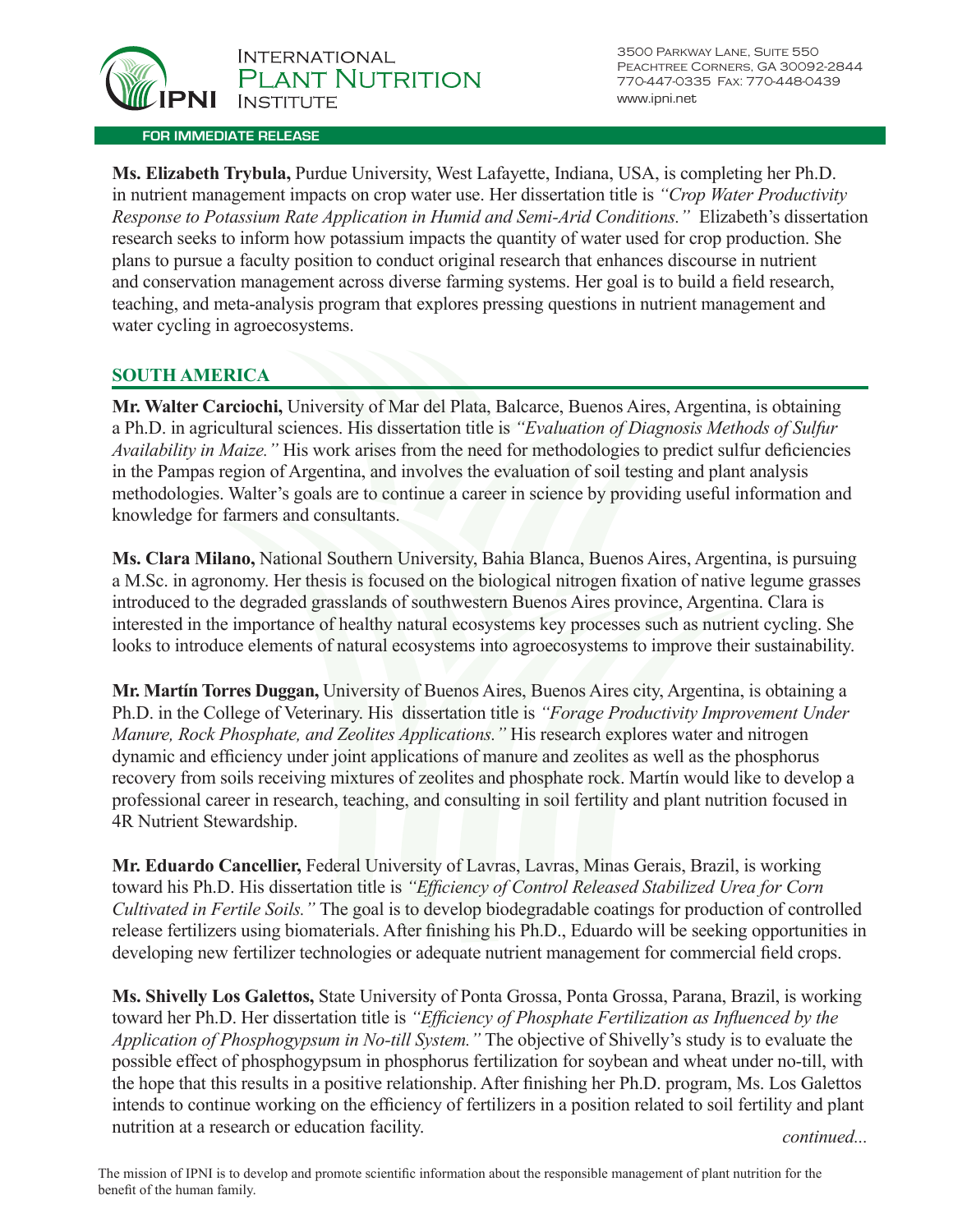**FOR IMMEDIATE RELEASE**

**Ms. Elizabeth Trybula,** Purdue University, West Lafayette, Indiana, USA, is completing her Ph.D. in nutrient management impacts on crop water use. Her dissertation title is *"Crop Water Productivity Response to Potassium Rate Application in Humid and Semi-Arid Conditions."* Elizabeth's dissertation research seeks to inform how potassium impacts the quantity of water used for crop production. She plans to pursue a faculty position to conduct original research that enhances discourse in nutrient and conservation management across diverse farming systems. Her goal is to build a field research, teaching, and meta-analysis program that explores pressing questions in nutrient management and water cycling in agroecosystems.

## SOUTH AMERICA

**Mr. Walter Carciochi,** University of Mar del Plata, Balcarce, Buenos Aires, Argentina, is obtaining a Ph.D. in agricultural sciences. His dissertation title is *"Evaluation of Diagnosis Methods of Sulfur Availability in Maize."* His work arises from the need for methodologies to predict sulfur deficiencies in the Pampas region of Argentina, and involves the evaluation of soil testing and plant analysis methodologies. Walter's goals are to continue a career in science by providing useful information and knowledge for farmers and consultants.

**Ms. Clara Milano,** National Southern University, Bahia Blanca, Buenos Aires, Argentina, is pursuing a M.Sc. in agronomy. Her thesis is focused on the biological nitrogen fixation of native legume grasses introduced to the degraded grasslands of southwestern Buenos Aires province, Argentina. Clara is interested in the importance of healthy natural ecosystems key processes such as nutrient cycling. She looks to introduce elements of natural ecosystems into agroecosystems to improve their sustainability.

**Mr. Martín Torres Duggan,** University of Buenos Aires, Buenos Aires city, Argentina, is obtaining a Ph.D. in the College of Veterinary. His dissertation title is *"Forage Productivity Improvement Under Manure, Rock Phosphate, and Zeolites Applications."* His research explores water and nitrogen dynamic and efficiency under joint applications of manure and zeolites as well as the phosphorus recovery from soils receiving mixtures of zeolites and phosphate rock. Martín would like to develop a professional career in research, teaching, and consulting in soil fertility and plant nutrition focused in 4R Nutrient Stewardship.

**Mr. Eduardo Cancellier,** Federal University of Lavras, Lavras, Minas Gerais, Brazil, is working toward his Ph.D. His dissertation title is *"Efficiency of Control Released Stabilized Urea for Corn Cultivated in Fertile Soils."* The goal is to develop biodegradable coatings for production of controlled release fertilizers using biomaterials. After finishing his Ph.D., Eduardo will be seeking opportunities in developing new fertilizer technologies or adequate nutrient management for commercial field crops.

**Ms. Shivelly Los Galettos,** State University of Ponta Grossa, Ponta Grossa, Parana, Brazil, is working toward her Ph.D. Her dissertation title is *"Efficiency of Phosphate Fertilization as Influenced by the Application of Phosphogypsum in No-till System."* The objective of Shivelly's study is to evaluate the possible effect of phosphogypsum in phosphorus fertilization for soybean and wheat under no-till, with the hope that this results in a positive relationship. After finishing her Ph.D. program, Ms. Los Galettos intends to continue working on the efficiency of fertilizers in a position related to soil fertility and plant nutrition at a research or education facility.

*continued...*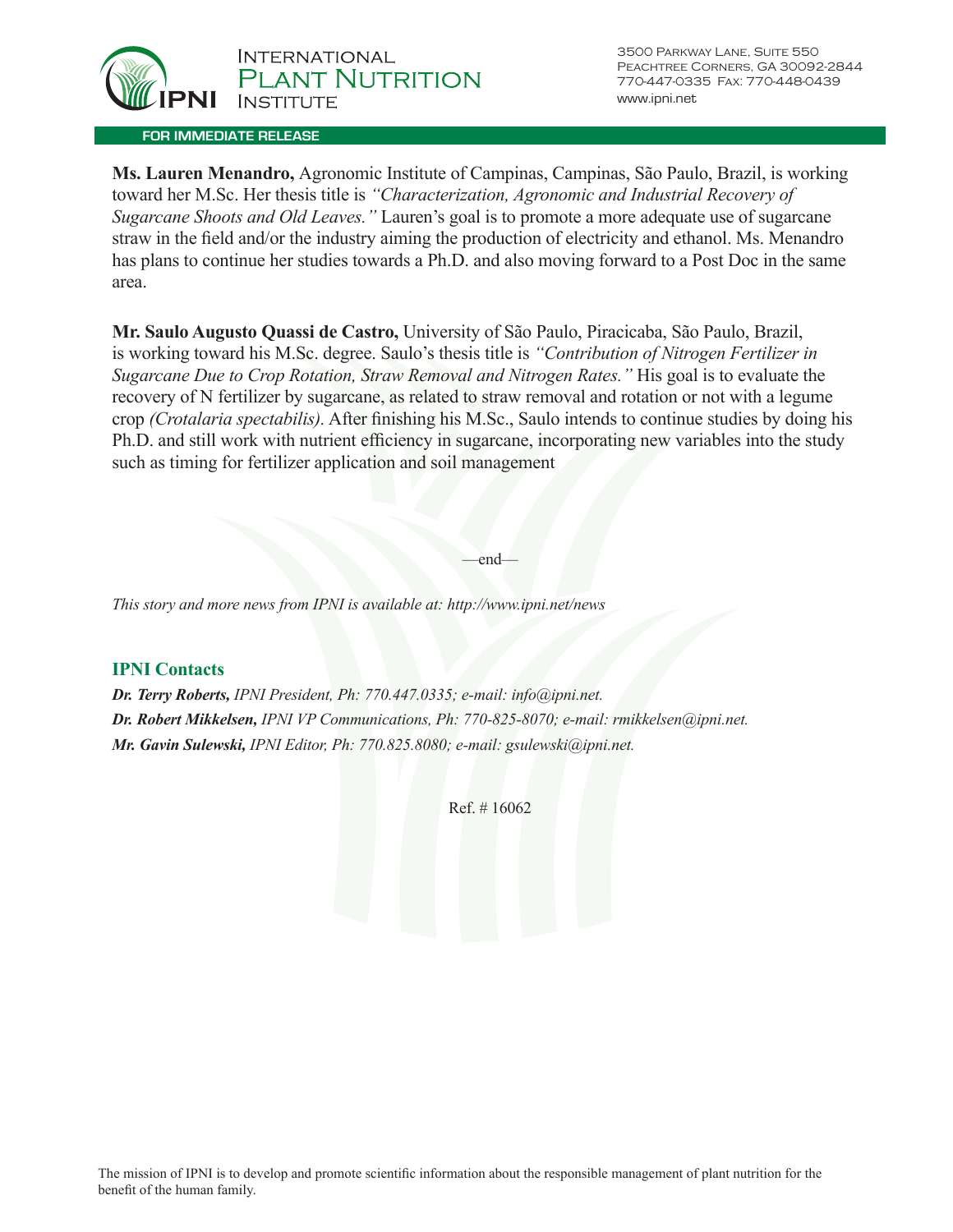**Ms. Lauren Menandro,** Agronomic Institute of Campinas, Campinas, São Paulo, Brazil, is working toward her M.Sc. Her thesis title is *"Characterization, Agronomic and Industrial Recovery of Sugarcane Shoots and Old Leaves."* Lauren's goal is to promote a more adequate use of sugarcane straw in the field and/or the industry aiming the production of electricity and ethanol. Ms. Menandro has plans to continue her studies towards a Ph.D. and also moving forward to a Post Doc in the same area.

**Mr. Saulo Augusto Quassi de Castro,** University of São Paulo, Piracicaba, São Paulo, Brazil, is working toward his M.Sc. degree. Saulo's thesis title is *"Contribution of Nitrogen Fertilizer in Sugarcane Due to Crop Rotation, Straw Removal and Nitrogen Rates."* His goal is to evaluate the recovery of N fertilizer by sugarcane, as related to straw removal and rotation or not with a legume crop *(Crotalaria spectabilis)*. After finishing his M.Sc., Saulo intends to continue studies by doing his Ph.D. and still work with nutrient efficiency in sugarcane, incorporating new variables into the study such as timing for fertilizer application and soil management

—end—

*This story and more news from IPNI is available at: http://www.ipni.net/news*

### IPNI Contacts

***Dr. Terry Roberts,*** *IPNI President, Ph: 770.447.0335; e-mail: info@ipni.net.*

***Dr. Robert Mikkelsen,*** *IPNI VP Communications, Ph: 770-825-8070; e-mail: rmikkelsen@ipni.net.*

***Mr. Gavin Sulewski,*** *IPNI Editor, Ph: 770.825.8080; e-mail: gsulewski@ipni.net.*

Ref. # 16062